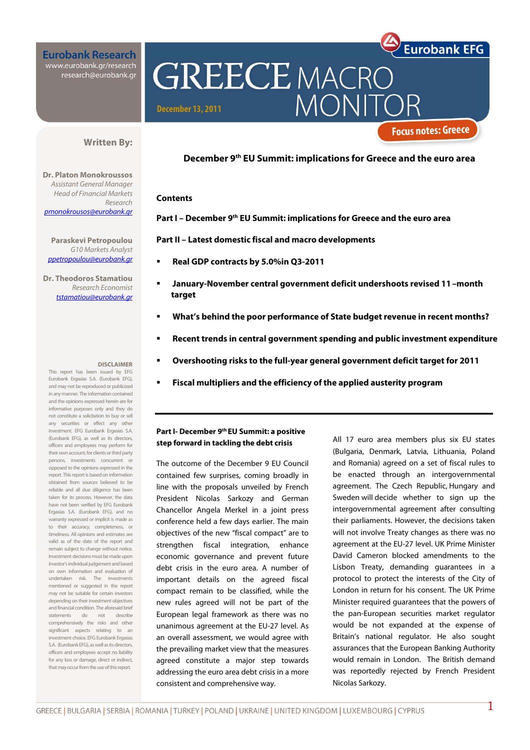Eurobank Research
www.eurobank.gr/research
research@eurobank.gr

Eurobank EFG

# GREECE MACRO MONITOR

December 13, 2011

Focus notes: Greece

**Written By:**

**Dr. Platon Monokroussos**
*Assistant General Manager*
*Head of Financial Markets Research*
pmonokrousos@eurobank.gr

**Paraskevi Petropoulou**
*G10 Markets Analyst*
ppetropoulou@eurobank.gr

**Dr. Theodoros Stamatiou**
*Research Economist*
tstamatiou@eurobank.gr

## December 9th EU Summit: implications for Greece and the euro area

**Contents**

**Part I – December 9th EU Summit: implications for Greece and the euro area**

**Part II – Latest domestic fiscal and macro developments**

- **Real GDP contracts by 5.0%in Q3-2011**
- **January-November central government deficit undershoots revised 11 –month target**
- **What's behind the poor performance of State budget revenue in recent months?**
- **Recent trends in central government spending and public investment expenditure**
- **Overshooting risks to the full-year general government deficit target for 2011**
- **Fiscal multipliers and the efficiency of the applied austerity program**

---

### Part I- December 9th EU Summit: a positive step forward in tackling the debt crisis

The outcome of the December 9 EU Council contained few surprises, coming broadly in line with the proposals unveiled by French President Nicolas Sarkozy and German Chancellor Angela Merkel in a joint press conference held a few days earlier. The main objectives of the new "fiscal compact" are to strengthen fiscal integration, enhance economic governance and prevent future debt crisis in the euro area. A number of important details on the agreed fiscal compact remain to be classified, while the new rules agreed will not be part of the European legal framework as there was no unanimous agreement at the EU-27 level. As an overall assessment, we would agree with the prevailing market view that the measures agreed constitute a major step towards addressing the euro area debt crisis in a more consistent and comprehensive way.

All 17 euro area members plus six EU states (Bulgaria, Denmark, Latvia, Lithuania, Poland and Romania) agreed on a set of fiscal rules to be enacted through an intergovernmental agreement. The Czech Republic, Hungary and Sweden will decide whether to sign up the intergovernmental agreement after consulting their parliaments. However, the decisions taken will not involve Treaty changes as there was no agreement at the EU-27 level. UK Prime Minister David Cameron blocked amendments to the Lisbon Treaty, demanding guarantees in a protocol to protect the interests of the City of London in return for his consent. The UK Prime Minister required guarantees that the powers of the pan-European securities market regulator would be not expanded at the expense of Britain's national regulator. He also sought assurances that the European Banking Authority would remain in London. The British demand was reportedly rejected by French President Nicolas Sarkozy.

**DISCLAIMER**
This report has been issued by EFG Eurobank Ergasias S.A. (Eurobank EFG), and may not be reproduced or publicized in any manner. The information contained and the opinions expressed herein are for informative purposes only and they do not constitute a solicitation to buy or sell any securities or effect any other investment. EFG Eurobank Ergasias S.A. (Eurobank EFG), as well as its directors, officers and employees may perform for their own account, for clients or third party persons, investments concurrent or opposed to the opinions expressed in the report. This report is based on information obtained from sources believed to be reliable and all due diligence has been taken for its process. However, the data have not been verified by EFG Eurobank Ergasias S.A. (Eurobank EFG), and no warranty expressed or implicit is made as to their accuracy, completeness, or timeliness. All opinions and estimates are valid as of the date of the report and remain subject to change without notice. Investment decisions must be made upon investor's individual judgement and based on own information and evaluation of undertaken risk. The investments mentioned or suggested in the report may not be suitable for certain investors depending on their investment objectives and financial condition. The aforesaid brief statements do not describe comprehensively the risks and other significant aspects relating to an investment choice. EFG Eurobank Ergasias S.A. (Eurobank EFG), as well as its directors, officers and employees accept no liability for any loss or damage, direct or indirect, that may occur from the use of this report.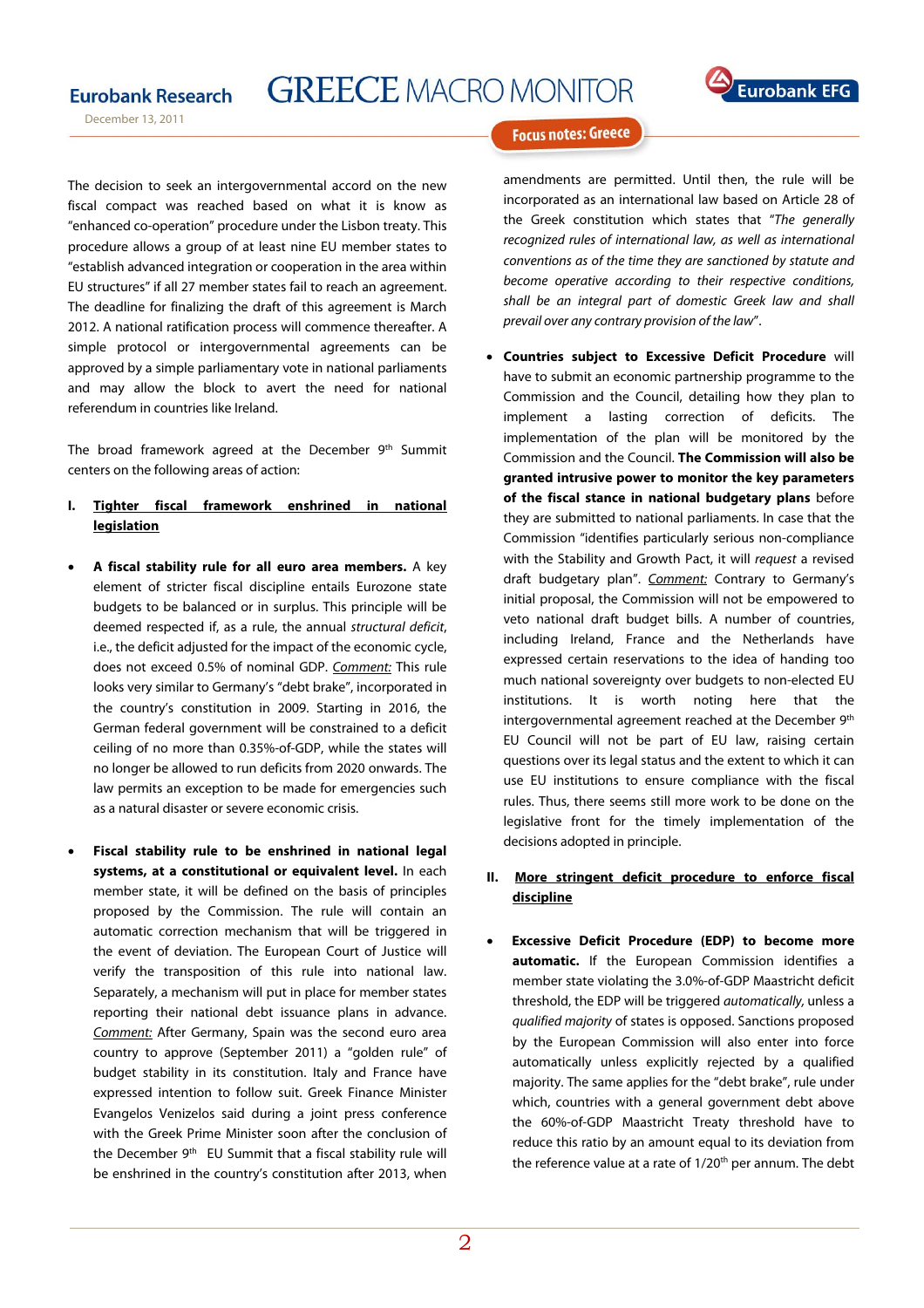The decision to seek an intergovernmental accord on the new fiscal compact was reached based on what it is know as "enhanced co-operation" procedure under the Lisbon treaty. This procedure allows a group of at least nine EU member states to "establish advanced integration or cooperation in the area within EU structures" if all 27 member states fail to reach an agreement. The deadline for finalizing the draft of this agreement is March 2012. A national ratification process will commence thereafter. A simple protocol or intergovernmental agreements can be approved by a simple parliamentary vote in national parliaments and may allow the block to avert the need for national referendum in countries like Ireland.

The broad framework agreed at the December 9th Summit centers on the following areas of action:

## I. Tighter fiscal framework enshrined in national legislation

- **A fiscal stability rule for all euro area members.** A key element of stricter fiscal discipline entails Eurozone state budgets to be balanced or in surplus. This principle will be deemed respected if, as a rule, the annual *structural deficit*, i.e., the deficit adjusted for the impact of the economic cycle, does not exceed 0.5% of nominal GDP. *Comment:* This rule looks very similar to Germany's "debt brake", incorporated in the country's constitution in 2009. Starting in 2016, the German federal government will be constrained to a deficit ceiling of no more than 0.35%-of-GDP, while the states will no longer be allowed to run deficits from 2020 onwards. The law permits an exception to be made for emergencies such as a natural disaster or severe economic crisis.

- **Fiscal stability rule to be enshrined in national legal systems, at a constitutional or equivalent level.** In each member state, it will be defined on the basis of principles proposed by the Commission. The rule will contain an automatic correction mechanism that will be triggered in the event of deviation. The European Court of Justice will verify the transposition of this rule into national law. Separately, a mechanism will put in place for member states reporting their national debt issuance plans in advance. *Comment:* After Germany, Spain was the second euro area country to approve (September 2011) a "golden rule" of budget stability in its constitution. Italy and France have expressed intention to follow suit. Greek Finance Minister Evangelos Venizelos said during a joint press conference with the Greek Prime Minister soon after the conclusion of the December 9th EU Summit that a fiscal stability rule will be enshrined in the country's constitution after 2013, when amendments are permitted. Until then, the rule will be incorporated as an international law based on Article 28 of the Greek constitution which states that "*The generally recognized rules of international law, as well as international conventions as of the time they are sanctioned by statute and become operative according to their respective conditions, shall be an integral part of domestic Greek law and shall prevail over any contrary provision of the law*".

- **Countries subject to Excessive Deficit Procedure** will have to submit an economic partnership programme to the Commission and the Council, detailing how they plan to implement a lasting correction of deficits. The implementation of the plan will be monitored by the Commission and the Council. **The Commission will also be granted intrusive power to monitor the key parameters of the fiscal stance in national budgetary plans** before they are submitted to national parliaments. In case that the Commission "identifies particularly serious non-compliance with the Stability and Growth Pact, it will *request* a revised draft budgetary plan". *Comment:* Contrary to Germany's initial proposal, the Commission will not be empowered to veto national draft budget bills. A number of countries, including Ireland, France and the Netherlands have expressed certain reservations to the idea of handing too much national sovereignty over budgets to non-elected EU institutions. It is worth noting here that the intergovernmental agreement reached at the December 9th EU Council will not be part of EU law, raising certain questions over its legal status and the extent to which it can use EU institutions to ensure compliance with the fiscal rules. Thus, there seems still more work to be done on the legislative front for the timely implementation of the decisions adopted in principle.

## II. More stringent deficit procedure to enforce fiscal discipline

- **Excessive Deficit Procedure (EDP) to become more automatic.** If the European Commission identifies a member state violating the 3.0%-of-GDP Maastricht deficit threshold, the EDP will be triggered *automatically,* unless a *qualified majority* of states is opposed. Sanctions proposed by the European Commission will also enter into force automatically unless explicitly rejected by a qualified majority. The same applies for the "debt brake", rule under which, countries with a general government debt above the 60%-of-GDP Maastricht Treaty threshold have to reduce this ratio by an amount equal to its deviation from the reference value at a rate of 1/20th per annum. The debt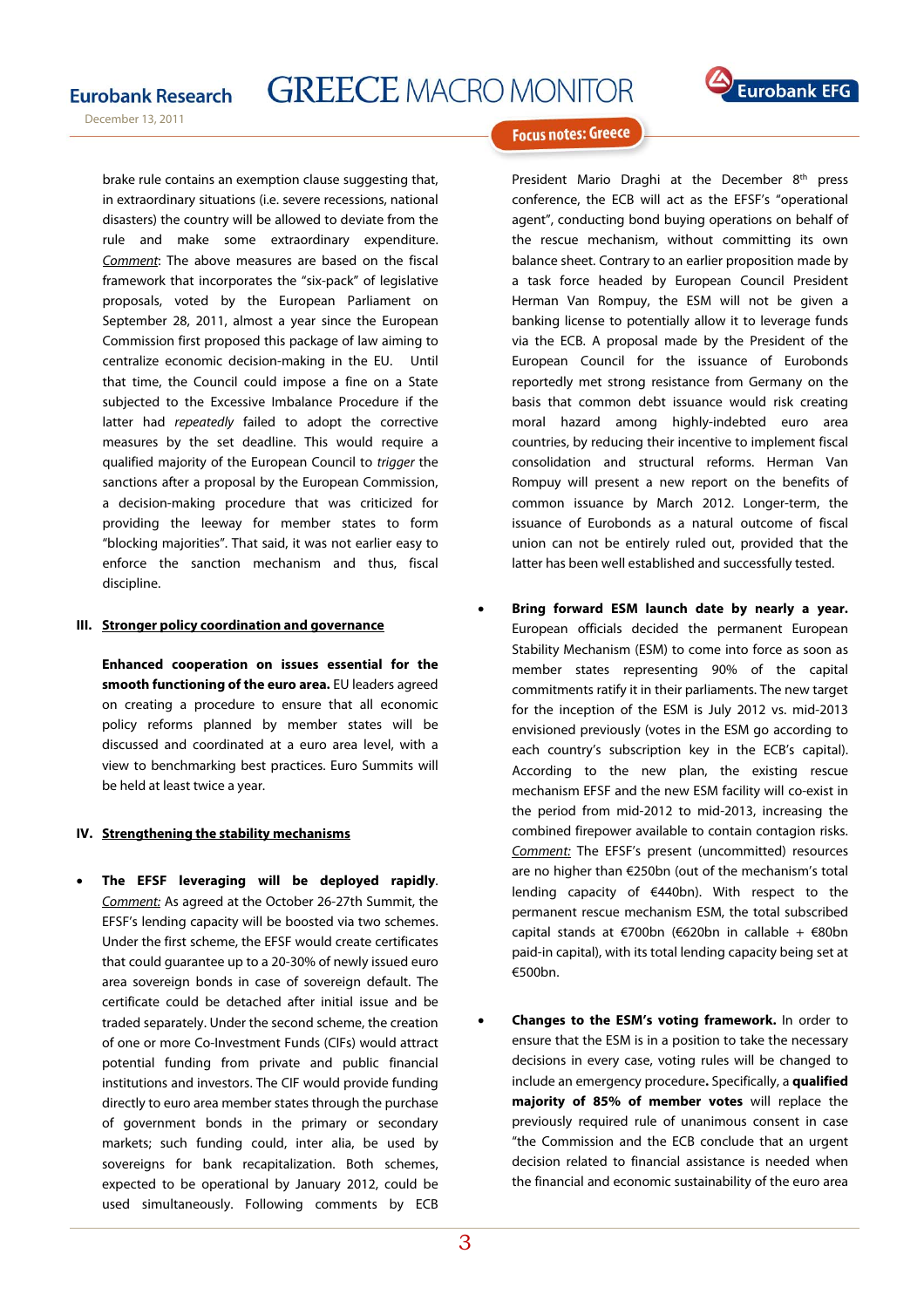brake rule contains an exemption clause suggesting that, in extraordinary situations (i.e. severe recessions, national disasters) the country will be allowed to deviate from the rule and make some extraordinary expenditure. _Comment_: The above measures are based on the fiscal framework that incorporates the "six-pack" of legislative proposals, voted by the European Parliament on September 28, 2011, almost a year since the European Commission first proposed this package of law aiming to centralize economic decision-making in the EU. Until that time, the Council could impose a fine on a State subjected to the Excessive Imbalance Procedure if the latter had *repeatedly* failed to adopt the corrective measures by the set deadline. This would require a qualified majority of the European Council to *trigger* the sanctions after a proposal by the European Commission, a decision-making procedure that was criticized for providing the leeway for member states to form "blocking majorities". That said, it was not earlier easy to enforce the sanction mechanism and thus, fiscal discipline.

## III. Stronger policy coordination and governance

**Enhanced cooperation on issues essential for the smooth functioning of the euro area.** EU leaders agreed on creating a procedure to ensure that all economic policy reforms planned by member states will be discussed and coordinated at a euro area level, with a view to benchmarking best practices. Euro Summits will be held at least twice a year.

## IV. Strengthening the stability mechanisms

- **The EFSF leveraging will be deployed rapidly**. _Comment:_ As agreed at the October 26-27th Summit, the EFSF's lending capacity will be boosted via two schemes. Under the first scheme, the EFSF would create certificates that could guarantee up to a 20-30% of newly issued euro area sovereign bonds in case of sovereign default. The certificate could be detached after initial issue and be traded separately. Under the second scheme, the creation of one or more Co-Investment Funds (CIFs) would attract potential funding from private and public financial institutions and investors. The CIF would provide funding directly to euro area member states through the purchase of government bonds in the primary or secondary markets; such funding could, inter alia, be used by sovereigns for bank recapitalization. Both schemes, expected to be operational by January 2012, could be used simultaneously. Following comments by ECB President Mario Draghi at the December 8th press conference, the ECB will act as the EFSF's "operational agent", conducting bond buying operations on behalf of the rescue mechanism, without committing its own balance sheet. Contrary to an earlier proposition made by a task force headed by European Council President Herman Van Rompuy, the ESM will not be given a banking license to potentially allow it to leverage funds via the ECB. A proposal made by the President of the European Council for the issuance of Eurobonds reportedly met strong resistance from Germany on the basis that common debt issuance would risk creating moral hazard among highly-indebted euro area countries, by reducing their incentive to implement fiscal consolidation and structural reforms. Herman Van Rompuy will present a new report on the benefits of common issuance by March 2012. Longer-term, the issuance of Eurobonds as a natural outcome of fiscal union can not be entirely ruled out, provided that the latter has been well established and successfully tested.

- **Bring forward ESM launch date by nearly a year.** European officials decided the permanent European Stability Mechanism (ESM) to come into force as soon as member states representing 90% of the capital commitments ratify it in their parliaments. The new target for the inception of the ESM is July 2012 vs. mid-2013 envisioned previously (votes in the ESM go according to each country's subscription key in the ECB's capital). According to the new plan, the existing rescue mechanism EFSF and the new ESM facility will co-exist in the period from mid-2012 to mid-2013, increasing the combined firepower available to contain contagion risks. _Comment:_ The EFSF's present (uncommitted) resources are no higher than €250bn (out of the mechanism's total lending capacity of €440bn). With respect to the permanent rescue mechanism ESM, the total subscribed capital stands at €700bn (€620bn in callable + €80bn paid-in capital), with its total lending capacity being set at €500bn.

- **Changes to the ESM's voting framework.** In order to ensure that the ESM is in a position to take the necessary decisions in every case, voting rules will be changed to include an emergency procedure**.** Specifically, a **qualified majority of 85% of member votes** will replace the previously required rule of unanimous consent in case "the Commission and the ECB conclude that an urgent decision related to financial assistance is needed when the financial and economic sustainability of the euro area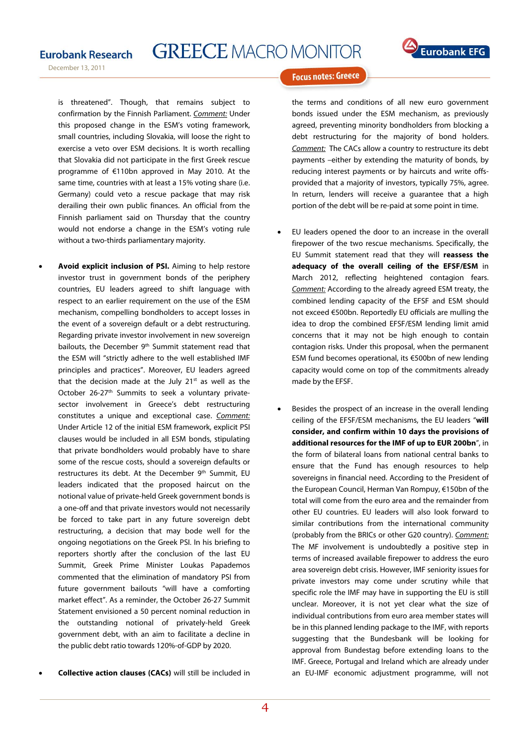is threatened". Though, that remains subject to confirmation by the Finnish Parliament. _Comment:_ Under this proposed change in the ESM's voting framework, small countries, including Slovakia, will loose the right to exercise a veto over ESM decisions. It is worth recalling that Slovakia did not participate in the first Greek rescue programme of €110bn approved in May 2010. At the same time, countries with at least a 15% voting share (i.e. Germany) could veto a rescue package that may risk derailing their own public finances. An official from the Finnish parliament said on Thursday that the country would not endorse a change in the ESM's voting rule without a two-thirds parliamentary majority.

- **Avoid explicit inclusion of PSI.** Aiming to help restore investor trust in government bonds of the periphery countries, EU leaders agreed to shift language with respect to an earlier requirement on the use of the ESM mechanism, compelling bondholders to accept losses in the event of a sovereign default or a debt restructuring. Regarding private investor involvement in new sovereign bailouts, the December 9th Summit statement read that the ESM will "strictly adhere to the well established IMF principles and practices". Moreover, EU leaders agreed that the decision made at the July 21st as well as the October 26-27th Summits to seek a voluntary private-sector involvement in Greece's debt restructuring constitutes a unique and exceptional case. _Comment:_ Under Article 12 of the initial ESM framework, explicit PSI clauses would be included in all ESM bonds, stipulating that private bondholders would probably have to share some of the rescue costs, should a sovereign defaults or restructures its debt. At the December 9th Summit, EU leaders indicated that the proposed haircut on the notional value of private-held Greek government bonds is a one-off and that private investors would not necessarily be forced to take part in any future sovereign debt restructuring, a decision that may bode well for the ongoing negotiations on the Greek PSI. In his briefing to reporters shortly after the conclusion of the last EU Summit, Greek Prime Minister Loukas Papademos commented that the elimination of mandatory PSI from future government bailouts "will have a comforting market effect". As a reminder, the October 26-27 Summit Statement envisioned a 50 percent nominal reduction in the outstanding notional of privately-held Greek government debt, with an aim to facilitate a decline in the public debt ratio towards 120%-of-GDP by 2020.

- **Collective action clauses (CACs)** will still be included in the terms and conditions of all new euro government bonds issued under the ESM mechanism, as previously agreed, preventing minority bondholders from blocking a debt restructuring for the majority of bond holders. _Comment:_ The CACs allow a country to restructure its debt payments –either by extending the maturity of bonds, by reducing interest payments or by haircuts and write offs- provided that a majority of investors, typically 75%, agree. In return, lenders will receive a guarantee that a high portion of the debt will be re-paid at some point in time.

- EU leaders opened the door to an increase in the overall firepower of the two rescue mechanisms. Specifically, the EU Summit statement read that they will **reassess the adequacy of the overall ceiling of the EFSF/ESM** in March 2012, reflecting heightened contagion fears. _Comment:_ According to the already agreed ESM treaty, the combined lending capacity of the EFSF and ESM should not exceed €500bn. Reportedly EU officials are mulling the idea to drop the combined EFSF/ESM lending limit amid concerns that it may not be high enough to contain contagion risks. Under this proposal, when the permanent ESM fund becomes operational, its €500bn of new lending capacity would come on top of the commitments already made by the EFSF.

- Besides the prospect of an increase in the overall lending ceiling of the EFSF/ESM mechanisms, the EU leaders "**will consider, and confirm within 10 days the provisions of additional resources for the IMF of up to EUR 200bn**", in the form of bilateral loans from national central banks to ensure that the Fund has enough resources to help sovereigns in financial need. According to the President of the European Council, Herman Van Rompuy, €150bn of the total will come from the euro area and the remainder from other EU countries. EU leaders will also look forward to similar contributions from the international community (probably from the BRICs or other G20 country). _Comment:_ The MF involvement is undoubtedly a positive step in terms of increased available firepower to address the euro area sovereign debt crisis. However, IMF seniority issues for private investors may come under scrutiny while that specific role the IMF may have in supporting the EU is still unclear. Moreover, it is not yet clear what the size of individual contributions from euro area member states will be in this planned lending package to the IMF, with reports suggesting that the Bundesbank will be looking for approval from Bundestag before extending loans to the IMF. Greece, Portugal and Ireland which are already under an EU-IMF economic adjustment programme, will not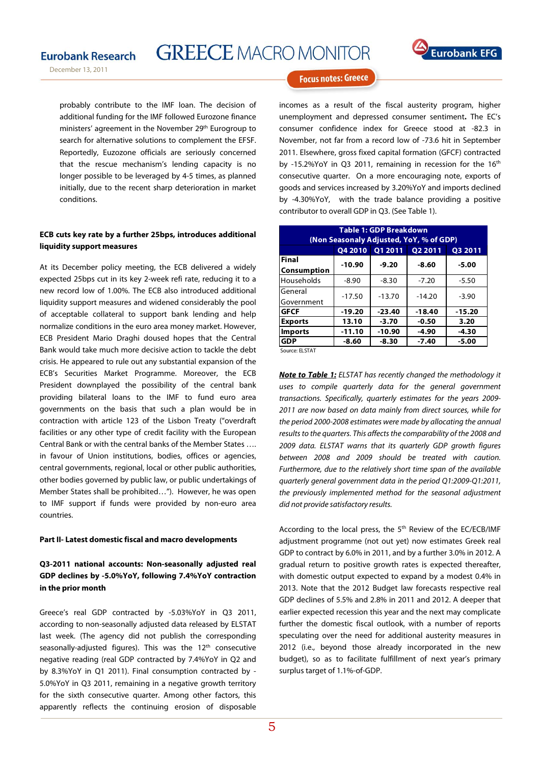probably contribute to the IMF loan. The decision of additional funding for the IMF followed Eurozone finance ministers' agreement in the November 29th Eurogroup to search for alternative solutions to complement the EFSF. Reportedly, Euzozone officials are seriously concerned that the rescue mechanism's lending capacity is no longer possible to be leveraged by 4-5 times, as planned initially, due to the recent sharp deterioration in market conditions.

**ECB cuts key rate by a further 25bps, introduces additional liquidity support measures**

At its December policy meeting, the ECB delivered a widely expected 25bps cut in its key 2-week refi rate, reducing it to a new record low of 1.00%. The ECB also introduced additional liquidity support measures and widened considerably the pool of acceptable collateral to support bank lending and help normalize conditions in the euro area money market. However, ECB President Mario Draghi doused hopes that the Central Bank would take much more decisive action to tackle the debt crisis. He appeared to rule out any substantial expansion of the ECB's Securities Market Programme. Moreover, the ECB President downplayed the possibility of the central bank providing bilateral loans to the IMF to fund euro area governments on the basis that such a plan would be in contraction with article 123 of the Lisbon Treaty ("overdraft facilities or any other type of credit facility with the European Central Bank or with the central banks of the Member States …. in favour of Union institutions, bodies, offices or agencies, central governments, regional, local or other public authorities, other bodies governed by public law, or public undertakings of Member States shall be prohibited…"). However, he was open to IMF support if funds were provided by non-euro area countries.

**Part II- Latest domestic fiscal and macro developments**

**Q3-2011 national accounts: Non-seasonally adjusted real GDP declines by -5.0%YoY, following 7.4%YoY contraction in the prior month**

Greece's real GDP contracted by -5.03%YoY in Q3 2011, according to non-seasonally adjusted data released by ELSTAT last week. (The agency did not publish the corresponding seasonally-adjusted figures). This was the 12th consecutive negative reading (real GDP contracted by 7.4%YoY in Q2 and by 8.3%YoY in Q1 2011). Final consumption contracted by -5.0%YoY in Q3 2011, remaining in a negative growth territory for the sixth consecutive quarter. Among other factors, this apparently reflects the continuing erosion of disposable incomes as a result of the fiscal austerity program, higher unemployment and depressed consumer sentiment**.** The EC's consumer confidence index for Greece stood at -82.3 in November, not far from a record low of -73.6 hit in September 2011. Elsewhere, gross fixed capital formation (GFCF) contracted by -15.2%YoY in Q3 2011, remaining in recession for the 16th consecutive quarter. On a more encouraging note, exports of goods and services increased by 3.20%YoY and imports declined by -4.30%YoY, with the trade balance providing a positive contributor to overall GDP in Q3. (See Table 1).

**Table 1: GDP Breakdown (Non Seasonaly Adjusted, YoY, % of GDP)**

| | Q4 2010 | Q1 2011 | Q2 2011 | Q3 2011 |
|---|---|---|---|---|
| **Final Consumption** | **-10.90** | **-9.20** | **-8.60** | **-5.00** |
| Households | -8.90 | -8.30 | -7.20 | -5.50 |
| General Government | -17.50 | -13.70 | -14.20 | -3.90 |
| **GFCF** | **-19.20** | **-23.40** | **-18.40** | **-15.20** |
| **Exports** | **13.10** | **-3.70** | **-0.50** | **3.20** |
| **Imports** | **-11.10** | **-10.90** | **-4.90** | **-4.30** |
| **GDP** | **-8.60** | **-8.30** | **-7.40** | **-5.00** |

Source: ELSTAT

***Note to Table 1:*** *ELSTAT has recently changed the methodology it uses to compile quarterly data for the general government transactions. Specifically, quarterly estimates for the years 2009-2011 are now based on data mainly from direct sources, while for the period 2000-2008 estimates were made by allocating the annual results to the quarters. This affects the comparability of the 2008 and 2009 data. ELSTAT warns that its quarterly GDP growth figures between 2008 and 2009 should be treated with caution. Furthermore, due to the relatively short time span of the available quarterly general government data in the period Q1:2009-Q1:2011, the previously implemented method for the seasonal adjustment did not provide satisfactory results.*

According to the local press, the 5th Review of the EC/ECB/IMF adjustment programme (not out yet) now estimates Greek real GDP to contract by 6.0% in 2011, and by a further 3.0% in 2012. A gradual return to positive growth rates is expected thereafter, with domestic output expected to expand by a modest 0.4% in 2013. Note that the 2012 Budget law forecasts respective real GDP declines of 5.5% and 2.8% in 2011 and 2012. A deeper that earlier expected recession this year and the next may complicate further the domestic fiscal outlook, with a number of reports speculating over the need for additional austerity measures in 2012 (i.e., beyond those already incorporated in the new budget), so as to facilitate fulfillment of next year's primary surplus target of 1.1%-of-GDP.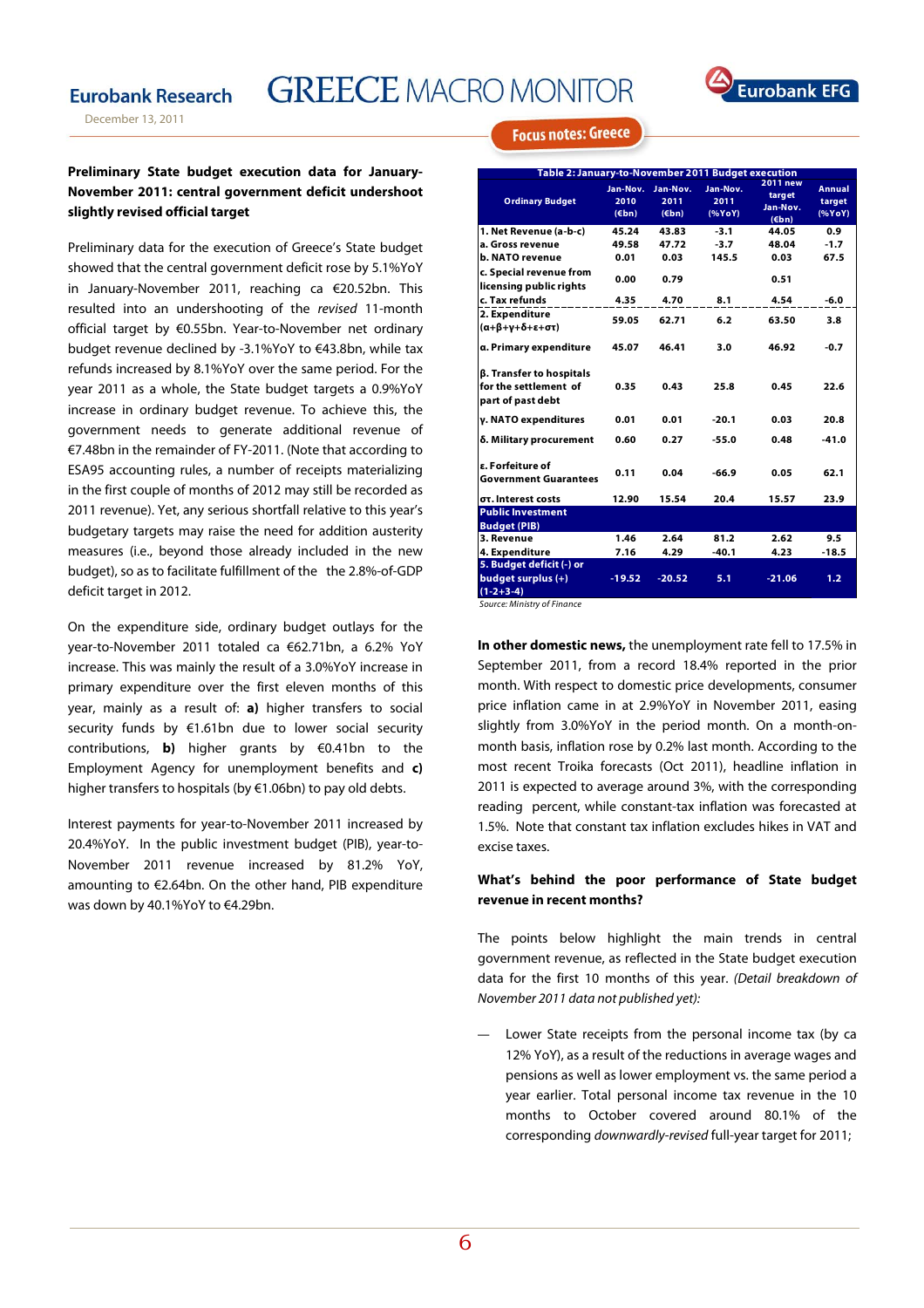Focus notes: Greece

**Preliminary State budget execution data for January-November 2011: central government deficit undershoot slightly revised official target**

Preliminary data for the execution of Greece's State budget showed that the central government deficit rose by 5.1%YoY in January-November 2011, reaching ca €20.52bn. This resulted into an undershooting of the *revised* 11-month official target by €0.55bn. Year-to-November net ordinary budget revenue declined by -3.1%YoY to €43.8bn, while tax refunds increased by 8.1%YoY over the same period. For the year 2011 as a whole, the State budget targets a 0.9%YoY increase in ordinary budget revenue. To achieve this, the government needs to generate additional revenue of €7.48bn in the remainder of FY-2011. (Note that according to ESA95 accounting rules, a number of receipts materializing in the first couple of months of 2012 may still be recorded as 2011 revenue). Yet, any serious shortfall relative to this year's budgetary targets may raise the need for addition austerity measures (i.e., beyond those already included in the new budget), so as to facilitate fulfillment of the the 2.8%-of-GDP deficit target in 2012.

On the expenditure side, ordinary budget outlays for the year-to-November 2011 totaled ca €62.71bn, a 6.2% YoY increase. This was mainly the result of a 3.0%YoY increase in primary expenditure over the first eleven months of this year, mainly as a result of: **a)** higher transfers to social security funds by €1.61bn due to lower social security contributions, **b)** higher grants by €0.41bn to the Employment Agency for unemployment benefits and **c)** higher transfers to hospitals (by €1.06bn) to pay old debts.

Interest payments for year-to-November 2011 increased by 20.4%YoY. In the public investment budget (PIB), year-to-November 2011 revenue increased by 81.2% YoY, amounting to €2.64bn. On the other hand, PIB expenditure was down by 40.1%YoY to €4.29bn.

**Table 2: January-to-November 2011 Budget execution**

| Ordinary Budget | Jan-Nov. 2010 (€bn) | Jan-Nov. 2011 (€bn) | Jan-Nov. 2011 (%YoY) | 2011 new target Jan-Nov. (€bn) | Annual target (%YoY) |
|---|---|---|---|---|---|
| 1. Net Revenue (a-b-c) | 45.24 | 43.83 | -3.1 | 44.05 | 0.9 |
| a. Gross revenue | 49.58 | 47.72 | -3.7 | 48.04 | -1.7 |
| b. NATO revenue | 0.01 | 0.03 | 145.5 | 0.03 | 67.5 |
| c. Special revenue from licensing public rights | 0.00 | 0.79 | | 0.51 | |
| c. Tax refunds | 4.35 | 4.70 | 8.1 | 4.54 | -6.0 |
| 2. Expenditure (α+β+γ+δ+ε+στ) | 59.05 | 62.71 | 6.2 | 63.50 | 3.8 |
| α. Primary expenditure | 45.07 | 46.41 | 3.0 | 46.92 | -0.7 |
| β. Transfer to hospitals for the settlement of part of past debt | 0.35 | 0.43 | 25.8 | 0.45 | 22.6 |
| γ. NATO expenditures | 0.01 | 0.01 | -20.1 | 0.03 | 20.8 |
| δ. Military procurement | 0.60 | 0.27 | -55.0 | 0.48 | -41.0 |
| ε. Forfeiture of Government Guarantees | 0.11 | 0.04 | -66.9 | 0.05 | 62.1 |
| στ. Interest costs | 12.90 | 15.54 | 20.4 | 15.57 | 23.9 |
| **Public Investment Budget (PIB)** | | | | | |
| 3. Revenue | 1.46 | 2.64 | 81.2 | 2.62 | 9.5 |
| 4. Expenditure | 7.16 | 4.29 | -40.1 | 4.23 | -18.5 |
| 5. Budget deficit (-) or budget surplus (+) (1-2+3-4) | -19.52 | -20.52 | 5.1 | -21.06 | 1.2 |

*Source: Ministry of Finance*

**In other domestic news,** the unemployment rate fell to 17.5% in September 2011, from a record 18.4% reported in the prior month. With respect to domestic price developments, consumer price inflation came in at 2.9%YoY in November 2011, easing slightly from 3.0%YoY in the period month. On a month-on-month basis, inflation rose by 0.2% last month. According to the most recent Troika forecasts (Oct 2011), headline inflation in 2011 is expected to average around 3%, with the corresponding reading percent, while constant-tax inflation was forecasted at 1.5%. Note that constant tax inflation excludes hikes in VAT and excise taxes.

**What's behind the poor performance of State budget revenue in recent months?**

The points below highlight the main trends in central government revenue, as reflected in the State budget execution data for the first 10 months of this year. *(Detail breakdown of November 2011 data not published yet):*

— Lower State receipts from the personal income tax (by ca 12% YoY), as a result of the reductions in average wages and pensions as well as lower employment vs. the same period a year earlier. Total personal income tax revenue in the 10 months to October covered around 80.1% of the corresponding *downwardly-revised* full-year target for 2011;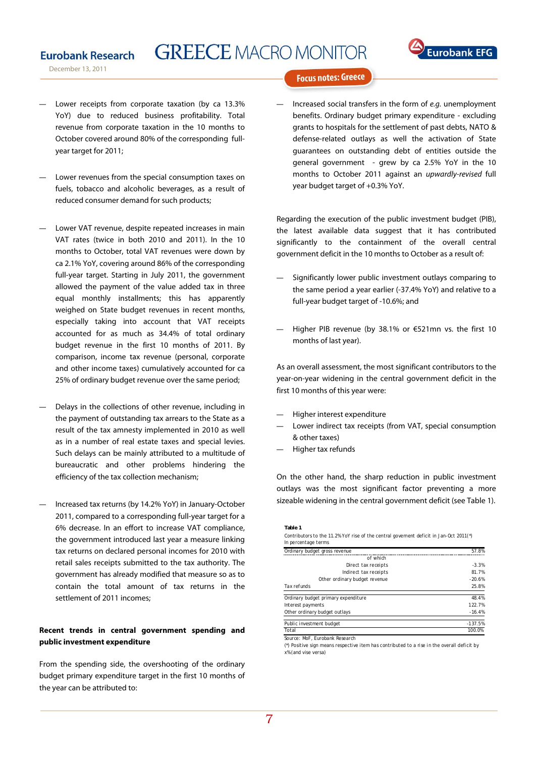- Lower receipts from corporate taxation (by ca 13.3% YoY) due to reduced business profitability. Total revenue from corporate taxation in the 10 months to October covered around 80% of the corresponding full-year target for 2011;

- Lower revenues from the special consumption taxes on fuels, tobacco and alcoholic beverages, as a result of reduced consumer demand for such products;

- Lower VAT revenue, despite repeated increases in main VAT rates (twice in both 2010 and 2011). In the 10 months to October, total VAT revenues were down by ca 2.1% YoY, covering around 86% of the corresponding full-year target. Starting in July 2011, the government allowed the payment of the value added tax in three equal monthly installments; this has apparently weighed on State budget revenues in recent months, especially taking into account that VAT receipts accounted for as much as 34.4% of total ordinary budget revenue in the first 10 months of 2011. By comparison, income tax revenue (personal, corporate and other income taxes) cumulatively accounted for ca 25% of ordinary budget revenue over the same period;

- Delays in the collections of other revenue, including in the payment of outstanding tax arrears to the State as a result of the tax amnesty implemented in 2010 as well as in a number of real estate taxes and special levies. Such delays can be mainly attributed to a multitude of bureaucratic and other problems hindering the efficiency of the tax collection mechanism;

- Increased tax returns (by 14.2% YoY) in January-October 2011, compared to a corresponding full-year target for a 6% decrease. In an effort to increase VAT compliance, the government introduced last year a measure linking tax returns on declared personal incomes for 2010 with retail sales receipts submitted to the tax authority. The government has already modified that measure so as to contain the total amount of tax returns in the settlement of 2011 incomes;

**Recent trends in central government spending and public investment expenditure**

From the spending side, the overshooting of the ordinary budget primary expenditure target in the first 10 months of the year can be attributed to:

- Increased social transfers in the form of *e.g.* unemployment benefits. Ordinary budget primary expenditure - excluding grants to hospitals for the settlement of past debts, NATO & defense-related outlays as well the activation of State guarantees on outstanding debt of entities outside the general government - grew by ca 2.5% YoY in the 10 months to October 2011 against an *upwardly-revised* full year budget target of +0.3% YoY.

Regarding the execution of the public investment budget (PIB), the latest available data suggest that it has contributed significantly to the containment of the overall central government deficit in the 10 months to October as a result of:

- Significantly lower public investment outlays comparing to the same period a year earlier (-37.4% YoY) and relative to a full-year budget target of -10.6%; and

- Higher PIB revenue (by 38.1% or €521mn vs. the first 10 months of last year).

As an overall assessment, the most significant contributors to the year-on-year widening in the central government deficit in the first 10 months of this year were:

- Higher interest expenditure
- Lower indirect tax receipts (from VAT, special consumption & other taxes)
- Higher tax refunds

On the other hand, the sharp reduction in public investment outlays was the most significant factor preventing a more sizeable widening in the central government deficit (see Table 1).

**Table 1**

Contributors to the 11.2% YoY rise of the central goverment deficit in Jan-Oct 2011(*)
In percentage terms

| | |
|---|---|
| Ordinary budget gross revenue | 57.8% |
| of which | |
| Direct tax receipts | -3.3% |
| Indirect tax receipts | 81.7% |
| Other ordinary budget revenue | -20.6% |
| Tax refunds | 25.8% |
| Ordinary budget primary expenditure | 48.4% |
| Interest payments | 122.7% |
| Other ordinary budget outlays | -16.4% |
| Public investment budget | -137.5% |
| Total | 100.0% |

Source: MoF, Eurobank Research
(*) Positive sign means respective item has contributed to a rise in the overall deficit by x% (and vise versa)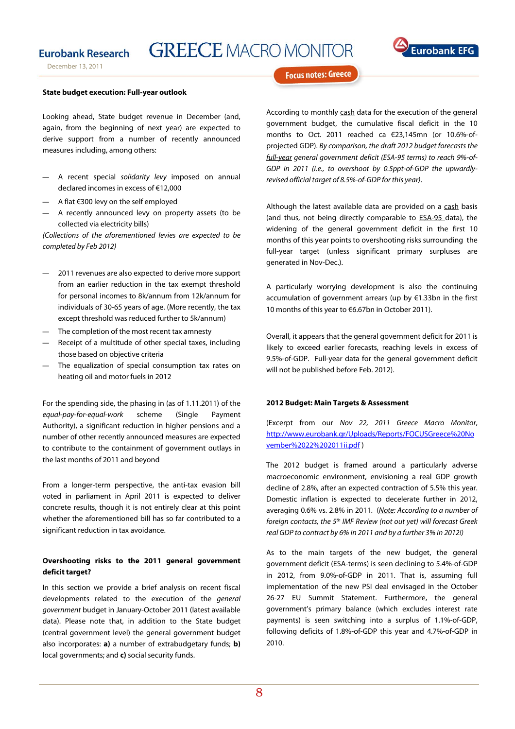### State budget execution: Full-year outlook

Looking ahead, State budget revenue in December (and, again, from the beginning of next year) are expected to derive support from a number of recently announced measures including, among others:

- A recent special *solidarity levy* imposed on annual declared incomes in excess of €12,000
- A flat €300 levy on the self employed
- A recently announced levy on property assets (to be collected via electricity bills)

*(Collections of the aforementioned levies are expected to be completed by Feb 2012)*

- 2011 revenues are also expected to derive more support from an earlier reduction in the tax exempt threshold for personal incomes to 8k/annum from 12k/annum for individuals of 30-65 years of age. (More recently, the tax except threshold was reduced further to 5k/annum)
- The completion of the most recent tax amnesty
- Receipt of a multitude of other special taxes, including those based on objective criteria
- The equalization of special consumption tax rates on heating oil and motor fuels in 2012

For the spending side, the phasing in (as of 1.11.2011) of the *equal-pay-for-equal-work* scheme (Single Payment Authority), a significant reduction in higher pensions and a number of other recently announced measures are expected to contribute to the containment of government outlays in the last months of 2011 and beyond

From a longer-term perspective, the anti-tax evasion bill voted in parliament in April 2011 is expected to deliver concrete results, though it is not entirely clear at this point whether the aforementioned bill has so far contributed to a significant reduction in tax avoidance.

### Overshooting risks to the 2011 general government deficit target?

In this section we provide a brief analysis on recent fiscal developments related to the execution of the *general government* budget in January-October 2011 (latest available data). Please note that, in addition to the State budget (central government level) the general government budget also incorporates: **a)** a number of extrabudgetary funds; **b)** local governments; and **c)** social security funds.

According to monthly cash data for the execution of the general government budget, the cumulative fiscal deficit in the 10 months to Oct. 2011 reached ca €23,145mn (or 10.6%-of-projected GDP). *By comparison, the draft 2012 budget forecasts the full-year general government deficit (ESA-95 terms) to reach 9%-of-GDP in 2011 (i.e., to overshoot by 0.5ppt-of-GDP the upwardly-revised official target of 8.5%-of-GDP for this year).*

Although the latest available data are provided on a cash basis (and thus, not being directly comparable to ESA-95 data), the widening of the general government deficit in the first 10 months of this year points to overshooting risks surrounding the full-year target (unless significant primary surpluses are generated in Nov-Dec.).

A particularly worrying development is also the continuing accumulation of government arrears (up by €1.33bn in the first 10 months of this year to €6.67bn in October 2011).

Overall, it appears that the general government deficit for 2011 is likely to exceed earlier forecasts, reaching levels in excess of 9.5%-of-GDP. Full-year data for the general government deficit will not be published before Feb. 2012).

### 2012 Budget: Main Targets & Assessment

(Excerpt from our *Nov 22, 2011 Greece Macro Monitor*, http://www.eurobank.gr/Uploads/Reports/FOCUSGreece%20November%2022%202011ii.pdf )

The 2012 budget is framed around a particularly adverse macroeconomic environment, envisioning a real GDP growth decline of 2.8%, after an expected contraction of 5.5% this year. Domestic inflation is expected to decelerate further in 2012, averaging 0.6% vs. 2.8% in 2011. (*Note: According to a number of foreign contacts, the 5th IMF Review (not out yet) will forecast Greek real GDP to contract by 6% in 2011 and by a further 3% in 2012!)*

As to the main targets of the new budget, the general government deficit (ESA-terms) is seen declining to 5.4%-of-GDP in 2012, from 9.0%-of-GDP in 2011. That is, assuming full implementation of the new PSI deal envisaged in the October 26-27 EU Summit Statement. Furthermore, the general government's primary balance (which excludes interest rate payments) is seen switching into a surplus of 1.1%-of-GDP, following deficits of 1.8%-of-GDP this year and 4.7%-of-GDP in 2010.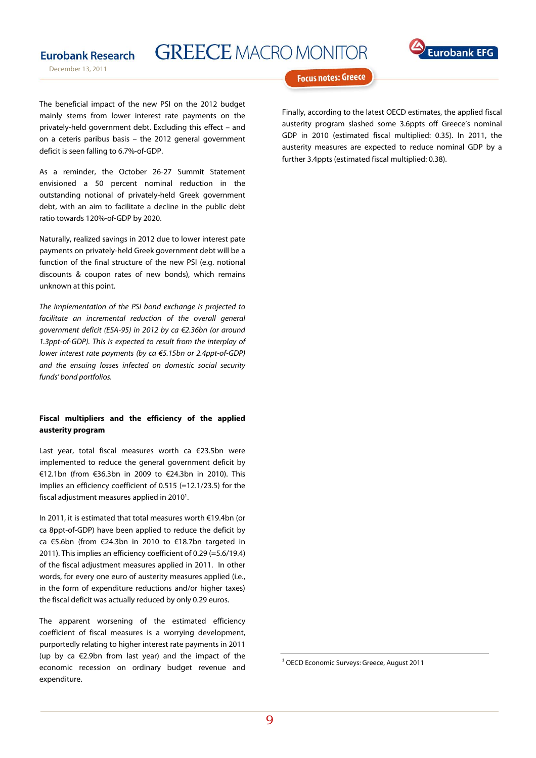The beneficial impact of the new PSI on the 2012 budget mainly stems from lower interest rate payments on the privately-held government debt. Excluding this effect – and on a ceteris paribus basis – the 2012 general government deficit is seen falling to 6.7%-of-GDP.

As a reminder, the October 26-27 Summit Statement envisioned a 50 percent nominal reduction in the outstanding notional of privately-held Greek government debt, with an aim to facilitate a decline in the public debt ratio towards 120%-of-GDP by 2020.

Naturally, realized savings in 2012 due to lower interest pate payments on privately-held Greek government debt will be a function of the final structure of the new PSI (e.g. notional discounts & coupon rates of new bonds), which remains unknown at this point.

*The implementation of the PSI bond exchange is projected to facilitate an incremental reduction of the overall general government deficit (ESA-95) in 2012 by ca €2.36bn (or around 1.3ppt-of-GDP). This is expected to result from the interplay of lower interest rate payments (by ca €5.15bn or 2.4ppt-of-GDP) and the ensuing losses infected on domestic social security funds' bond portfolios.*

**Fiscal multipliers and the efficiency of the applied austerity program**

Last year, total fiscal measures worth ca €23.5bn were implemented to reduce the general government deficit by €12.1bn (from €36.3bn in 2009 to €24.3bn in 2010). This implies an efficiency coefficient of 0.515 (=12.1/23.5) for the fiscal adjustment measures applied in 2010[1].

In 2011, it is estimated that total measures worth €19.4bn (or ca 8ppt-of-GDP) have been applied to reduce the deficit by ca €5.6bn (from €24.3bn in 2010 to €18.7bn targeted in 2011). This implies an efficiency coefficient of 0.29 (=5.6/19.4) of the fiscal adjustment measures applied in 2011. In other words, for every one euro of austerity measures applied (i.e., in the form of expenditure reductions and/or higher taxes) the fiscal deficit was actually reduced by only 0.29 euros.

The apparent worsening of the estimated efficiency coefficient of fiscal measures is a worrying development, purportedly relating to higher interest rate payments in 2011 (up by ca €2.9bn from last year) and the impact of the economic recession on ordinary budget revenue and expenditure.

Finally, according to the latest OECD estimates, the applied fiscal austerity program slashed some 3.6ppts off Greece's nominal GDP in 2010 (estimated fiscal multiplied: 0.35). In 2011, the austerity measures are expected to reduce nominal GDP by a further 3.4ppts (estimated fiscal multiplied: 0.38).

[1] OECD Economic Surveys: Greece, August 2011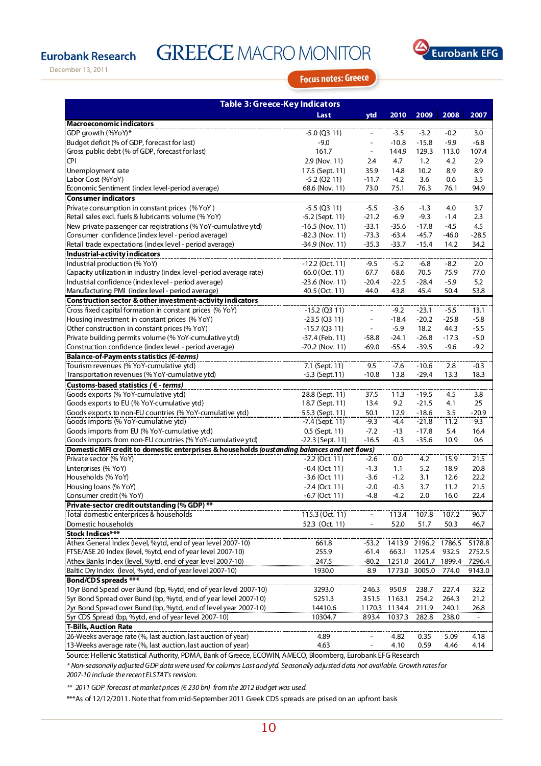Eurobank Research

GREECE MACRO MONITOR

December 13, 2011

Focus notes: Greece

**Table 3: Greece-Key Indicators**

| | Last | ytd | 2010 | 2009 | 2008 | 2007 |
|---|---|---|---|---|---|---|
| **Macroeconomic indicators** | | | | | | |
| GDP growth (%YoY)* | -5.0 (Q3 11) | - | -3.5 | -3.2 | -0.2 | 3.0 |
| Budget deficit (% of GDP, forecast for last) | -9.0 | - | -10.8 | -15.8 | -9.9 | -6.8 |
| Gross public debt (% of GDP, forecast for last) | 161.7 | - | 144.9 | 129.3 | 113.0 | 107.4 |
| CPI | 2.9 (Nov. 11) | 2.4 | 4.7 | 1.2 | 4.2 | 2.9 |
| Unemployment rate | 17.5 (Sept. 11) | 35.9 | 14.8 | 10.2 | 8.9 | 8.9 |
| Labor Cost (%YoY) | -5.2 (Q2 11) | -11.7 | -4.2 | 3.6 | 0.6 | 3.5 |
| Economic Sentiment (index level-period average) | 68.6 (Nov. 11) | 73.0 | 75.1 | 76.3 | 76.1 | 94.9 |
| **Consumer indicators** | | | | | | |
| Private consumption in constant prices (% YoY ) | -5.5 (Q3 11) | -5.5 | -3.6 | -1.3 | 4.0 | 3.7 |
| Retail sales excl. fuels & lubricants volume (% YoY) | -5.2 (Sept. 11) | -21.2 | -6.9 | -9.3 | -1.4 | 2.3 |
| New private passenger car registrations (% YoY-cumulative ytd) | -16.5 (Nov. 11) | -33.1 | -35.6 | -17.8 | -4.5 | 4.5 |
| Consumer confidence (index level - period average) | -82.3 (Nov. 11) | -73.3 | -63.4 | -45.7 | -46.0 | -28.5 |
| Retail trade expectations (index level - period average) | -34.9 (Nov. 11) | -35.3 | -33.7 | -15.4 | 14.2 | 34.2 |
| **Industrial-activity indicators** | | | | | | |
| Industrial production (% YoY) | -12.2 (Oct. 11) | -9.5 | -5.2 | -6.8 | -8.2 | 2.0 |
| Capacity utilization in industry (index level -period average rate) | 66.0 (Oct. 11) | 67.7 | 68.6 | 70.5 | 75.9 | 77.0 |
| Industrial confidence (index level - period average) | -23.6 (Nov. 11) | -20.4 | -22.5 | -28.4 | -5.9 | 5.2 |
| Manufacturing PMI (index level - period average) | 40.5 (Oct. 11) | 44.0 | 43.8 | 45.4 | 50.4 | 53.8 |
| **Construction sector & other investment-activity indicators** | | | | | | |
| Gross fixed capital formation in constant prices (% YoY) | -15.2 (Q3 11) | - | -9.2 | -23.1 | -5.5 | 13.1 |
| Housing investment in constant prices (% YoY) | -23.5 (Q3 11) | - | -18.4 | -20.2 | -25.8 | -5.8 |
| Other construction in constant prices (% YoY) | -15.7 (Q3 11) | - | -5.9 | 18.2 | 44.3 | -5.5 |
| Private building permits volume (% YoY-cumulative ytd) | -37.4 (Feb. 11) | -58.8 | -24.1 | -26.8 | -17.3 | -5.0 |
| Construction confidence (index level - period average) | -70.2 (Nov. 11) | -69.0 | -55.4 | -39.5 | -9.6 | -9.2 |
| ***Balance-of-Payments statistics (€-terms)*** | | | | | | |
| Tourism revenues (% YoY-cumulative ytd) | 7.1 (Sept. 11) | 9.5 | -7.6 | -10.6 | 2.8 | -0.3 |
| Transportation revenues (% YoY-cumulative ytd) | -5.3 (Sept.11) | -10.8 | 13.8 | -29.4 | 13.3 | 18.3 |
| ***Customs-based statistics (€ - terms)*** | | | | | | |
| Goods exports (% YoY-cumulative ytd) | 28.8 (Sept. 11) | 37.5 | 11.3 | -19.5 | 4.5 | 3.8 |
| Goods exports to EU (% YoY-cumulative ytd) | 18.7 (Sept. 11) | 13.4 | 9.2 | -21.5 | 4.1 | 25 |
| Goods exports to non-EU countries (% YoY-cumulative ytd) | 55.3 (Sept. 11) | 50.1 | 12.9 | -18.6 | 3.5 | -20.9 |
| Goods imports (% YoY-cumulative ytd) | -7.4 (Sept. 11) | -9.3 | -4.4 | -21.8 | 11.2 | 9.3 |
| Goods imports from EU (% YoY-cumulative ytd) | 0.5 (Sept. 11) | -7.2 | -13 | -17.8 | 5.4 | 16.4 |
| Goods imports from non-EU countries (% YoY-cumulative ytd) | -22.3 (Sept. 11) | -16.5 | -0.3 | -35.6 | 10.9 | 0.6 |
| **Domestic MFI credit to domestic enterprises & households *(outstanding balances and net flows)*** | | | | | | |
| Private sector (% YoY) | -2.2 (Oct. 11) | -2.6 | 0.0 | 4.2 | 15.9 | 21.5 |
| Enterprises (% YoY) | -0.4 (Oct. 11) | -1.3 | 1.1 | 5.2 | 18.9 | 20.8 |
| Households (% YoY) | -3.6 (Oct. 11) | -3.6 | -1.2 | 3.1 | 12.6 | 22.2 |
| Housing loans (% YoY) | -2.4 (Oct. 11) | -2.0 | -0.3 | 3.7 | 11.2 | 21.5 |
| Consumer credit (% YoY) | -6.7 (Oct. 11) | -4.8 | -4.2 | 2.0 | 16.0 | 22.4 |
| **Private-sector credit outstanding (% GDP) \*\*** | | | | | | |
| Total domestic enterprises & households | 115.3 (Oct. 11) | - | 113.4 | 107.8 | 107.2 | 96.7 |
| Domestic households | 52.3 (Oct. 11) | - | 52.0 | 51.7 | 50.3 | 46.7 |
| **Stock Indices\*\*\*** | | | | | | |
| Athex General Index (level, %ytd, end of year level 2007-10) | 661.8 | -53.2 | 1413.9 | 2196.2 | 1786.5 | 5178.8 |
| FTSE/ASE 20 Index (level, %ytd, end of year level 2007-10) | 255.9 | -61.4 | 663.1 | 1125.4 | 932.5 | 2752.5 |
| Athex Banks Index (level, %ytd, end of year level 2007-10) | 247.5 | -80.2 | 1251.0 | 2661.7 | 1899.4 | 7296.4 |
| Baltic Dry Index (level, %ytd, end of year level 2007-10) | 1930.0 | 8.9 | 1773.0 | 3005.0 | 774.0 | 9143.0 |
| **Bond/CDS spreads \*\*\*** | | | | | | |
| 10yr Bond Spread over Bund (bp, %ytd, end of year level 2007-10) | 3293.0 | 246.3 | 950.9 | 238.7 | 227.4 | 32.2 |
| 5yr Bond Spread over Bund (bp, %ytd, end of year level 2007-10) | 5251.3 | 351.5 | 1163.1 | 254.2 | 264.3 | 21.2 |
| 2yr Bond Spread over Bund (bp, %ytd, end of level year 2007-10) | 14410.6 | 1170.3 | 1134.4 | 211.9 | 240.1 | 26.8 |
| 5yr CDS Spread (bp, %ytd, end of year level 2007-10) | 10304.7 | 893.4 | 1037.3 | 282.8 | 238.0 | - |
| **T-Bills, Auction Rate** | | | | | | |
| 26-Weeks average rate (%, last auction, last auction of year) | 4.89 | - | 4.82 | 0.35 | 5.09 | 4.18 |
| 13-Weeks average rate (%, last auction, last auction of year) | 4.63 | - | 4.10 | 0.59 | 4.46 | 4.14 |

Source: Hellenic Statistical Authority, PDMA, Bank of Greece, ECOWIN, AMECO, Bloomberg, Eurobank EFG Research

*\* Non-seasonally adjusted GDP data were used for columns Last and ytd. Seasonally adjusted data not available. Growth rates for 2007-10 include the recent ELSTAT's revision.*

*\*\* 2011 GDP forecast at market prices (€ 230 bn) from the 2012 Budget was used.*

\*\*\*As of 12/12/2011. Note that from mid-September 2011 Greek CDS spreads are prised on an upfront basis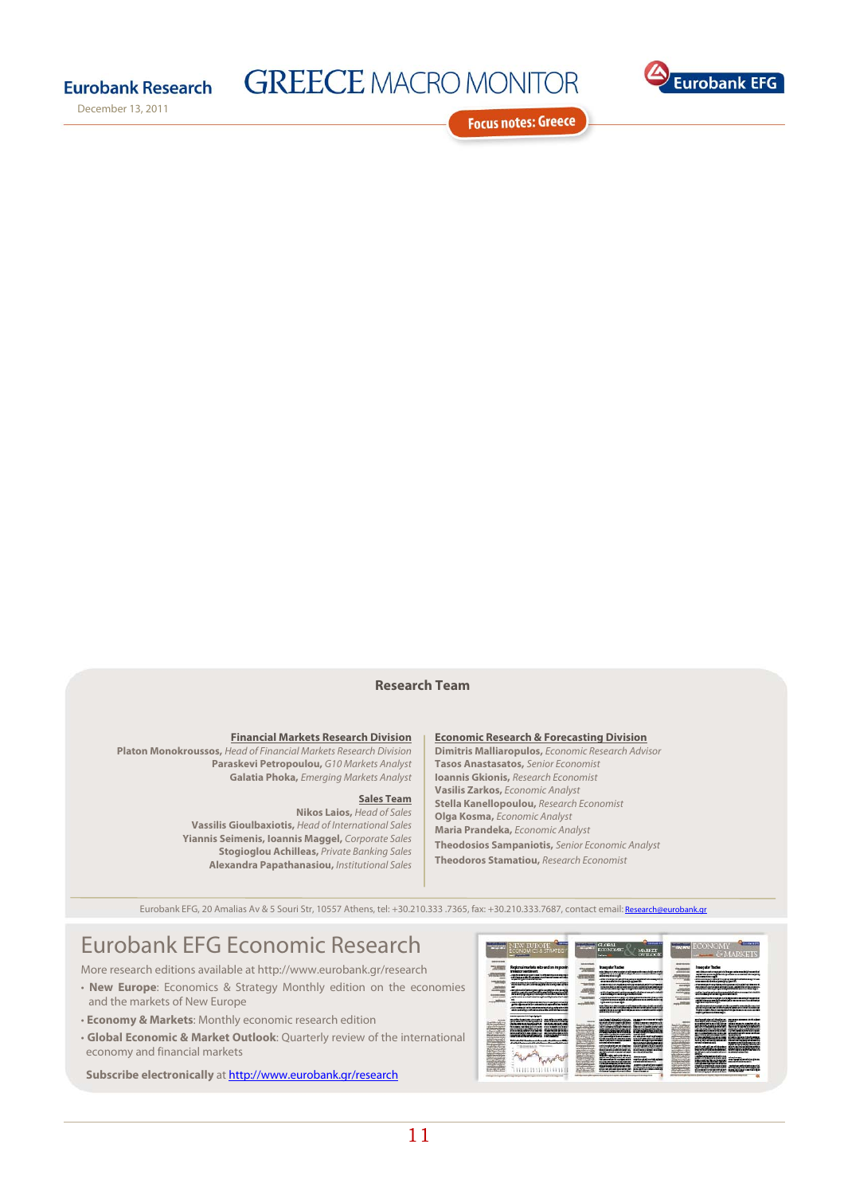## Research Team

**Financial Markets Research Division**

**Platon Monokroussos,** *Head of Financial Markets Research Division*
**Paraskevi Petropoulou,** *G10 Markets Analyst*
**Galatia Phoka,** *Emerging Markets Analyst*

**Sales Team**

**Nikos Laios,** *Head of Sales*
**Vassilis Gioulbaxiotis,** *Head of International Sales*
**Yiannis Seimenis, Ioannis Maggel,** *Corporate Sales*
**Stogioglou Achilleas,** *Private Banking Sales*
**Alexandra Papathanasiou,** *Institutional Sales*

**Economic Research & Forecasting Division**

**Dimitris Malliaropulos,** *Economic Research Advisor*
**Tasos Anastasatos,** *Senior Economist*
**Ioannis Gkionis,** *Research Economist*
**Vasilis Zarkos,** *Economic Analyst*
**Stella Kanellopoulou,** *Research Economist*
**Olga Kosma,** *Economic Analyst*
**Maria Prandeka,** *Economic Analyst*
**Theodosios Sampaniotis,** *Senior Economic Analyst*
**Theodoros Stamatiou,** *Research Economist*

Eurobank EFG, 20 Amalias Av & 5 Souri Str, 10557 Athens, tel: +30.210.333 .7365, fax: +30.210.333.7687, contact email: Research@eurobank.gr

## Eurobank EFG Economic Research

More research editions available at http://www.eurobank.gr/research

- **New Europe**: Economics & Strategy Monthly edition on the economies and the markets of New Europe
- **Economy & Markets**: Monthly economic research edition
- **Global Economic & Market Outlook**: Quarterly review of the international economy and financial markets

**Subscribe electronically** at http://www.eurobank.gr/research